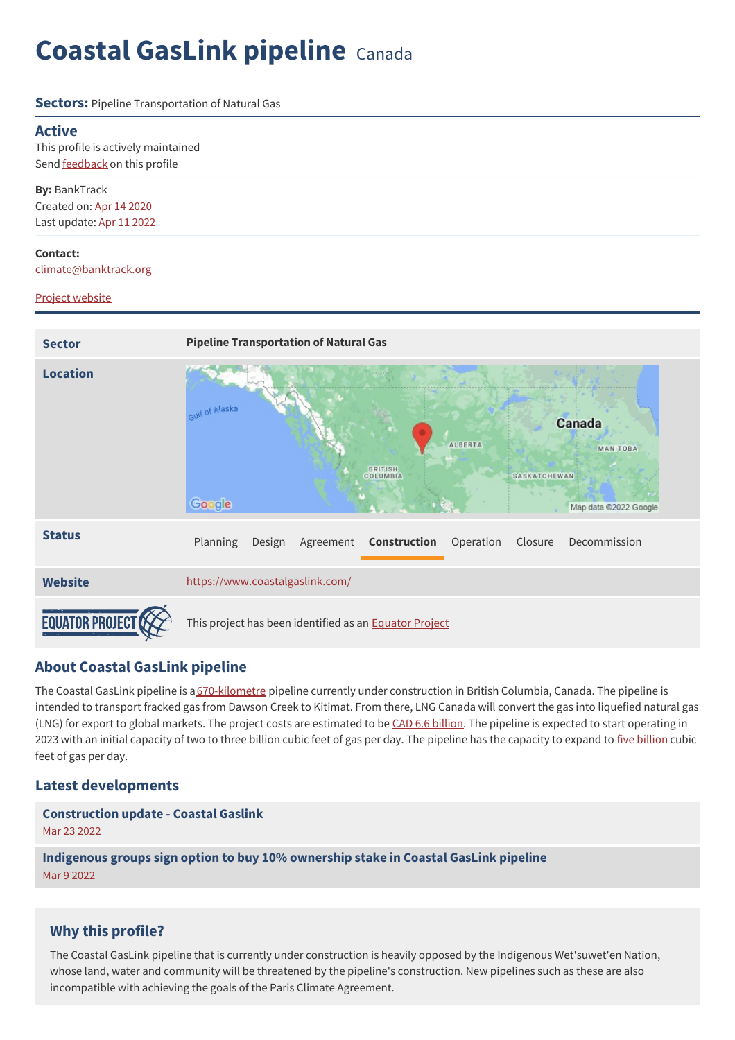# Coastal GasLink pipeline Canada

**Sectors:** Pipeline Transportation of Natural Gas

## Active

This profile is actively maintained

Send feedback on this profile

**By:** BankTrack

Created on: Apr 14 2020

Last update: Apr 11 2022

**Contact:**

climate@banktrack.org

Project website

| | |
|---|---|
| **Sector** | **Pipeline Transportation of Natural Gas** |
| **Location** | |
| **Status** | Planning Design Agreement **Construction** Operation Closure Decommission |
| **Website** | https://www.coastalgaslink.com/ |
| EQUATOR PROJECT | This project has been identified as an Equator Project |

## About Coastal GasLink pipeline

The Coastal GasLink pipeline is a 670-kilometre pipeline currently under construction in British Columbia, Canada. The pipeline is intended to transport fracked gas from Dawson Creek to Kitimat. From there, LNG Canada will convert the gas into liquefied natural gas (LNG) for export to global markets. The project costs are estimated to be CAD 6.6 billion. The pipeline is expected to start operating in 2023 with an initial capacity of two to three billion cubic feet of gas per day. The pipeline has the capacity to expand to five billion cubic feet of gas per day.

## Latest developments

**Construction update - Coastal Gaslink**
Mar 23 2022

**Indigenous groups sign option to buy 10% ownership stake in Coastal GasLink pipeline**
Mar 9 2022

## Why this profile?

The Coastal GasLink pipeline that is currently under construction is heavily opposed by the Indigenous Wet'suwet'en Nation, whose land, water and community will be threatened by the pipeline's construction. New pipelines such as these are also incompatible with achieving the goals of the Paris Climate Agreement.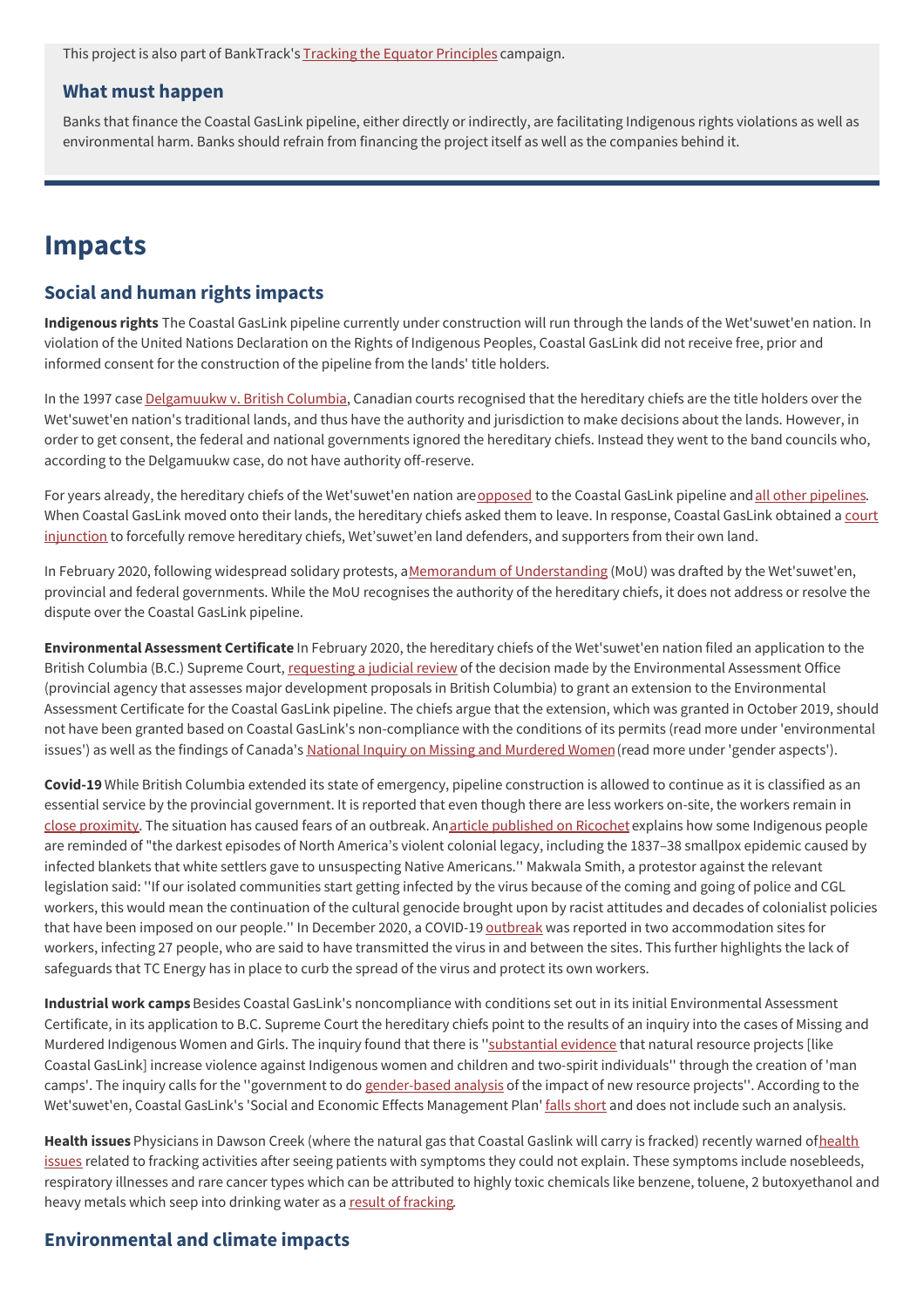This project is also part of BankTrack's Tracking the Equator Principles campaign.

### What must happen

Banks that finance the Coastal GasLink pipeline, either directly or indirectly, are facilitating Indigenous rights violations as well as environmental harm. Banks should refrain from financing the project itself as well as the companies behind it.

# Impacts

## Social and human rights impacts

**Indigenous rights** The Coastal GasLink pipeline currently under construction will run through the lands of the Wet'suwet'en nation. In violation of the United Nations Declaration on the Rights of Indigenous Peoples, Coastal GasLink did not receive free, prior and informed consent for the construction of the pipeline from the lands' title holders.

In the 1997 case Delgamuukw v. British Columbia, Canadian courts recognised that the hereditary chiefs are the title holders over the Wet'suwet'en nation's traditional lands, and thus have the authority and jurisdiction to make decisions about the lands. However, in order to get consent, the federal and national governments ignored the hereditary chiefs. Instead they went to the band councils who, according to the Delgamuukw case, do not have authority off-reserve.

For years already, the hereditary chiefs of the Wet'suwet'en nation are opposed to the Coastal GasLink pipeline and all other pipelines. When Coastal GasLink moved onto their lands, the hereditary chiefs asked them to leave. In response, Coastal GasLink obtained a court injunction to forcefully remove hereditary chiefs, Wet'suwet'en land defenders, and supporters from their own land.

In February 2020, following widespread solidary protests, a Memorandum of Understanding (MoU) was drafted by the Wet'suwet'en, provincial and federal governments. While the MoU recognises the authority of the hereditary chiefs, it does not address or resolve the dispute over the Coastal GasLink pipeline.

**Environmental Assessment Certificate** In February 2020, the hereditary chiefs of the Wet'suwet'en nation filed an application to the British Columbia (B.C.) Supreme Court, requesting a judicial review of the decision made by the Environmental Assessment Office (provincial agency that assesses major development proposals in British Columbia) to grant an extension to the Environmental Assessment Certificate for the Coastal GasLink pipeline. The chiefs argue that the extension, which was granted in October 2019, should not have been granted based on Coastal GasLink's non-compliance with the conditions of its permits (read more under 'environmental issues') as well as the findings of Canada's National Inquiry on Missing and Murdered Women (read more under 'gender aspects').

**Covid-19** While British Columbia extended its state of emergency, pipeline construction is allowed to continue as it is classified as an essential service by the provincial government. It is reported that even though there are less workers on-site, the workers remain in close proximity. The situation has caused fears of an outbreak. An article published on Ricochet explains how some Indigenous people are reminded of "the darkest episodes of North America's violent colonial legacy, including the 1837–38 smallpox epidemic caused by infected blankets that white settlers gave to unsuspecting Native Americans.'' Makwala Smith, a protestor against the relevant legislation said: ''If our isolated communities start getting infected by the virus because of the coming and going of police and CGL workers, this would mean the continuation of the cultural genocide brought upon by racist attitudes and decades of colonialist policies that have been imposed on our people.'' In December 2020, a COVID-19 outbreak was reported in two accommodation sites for workers, infecting 27 people, who are said to have transmitted the virus in and between the sites. This further highlights the lack of safeguards that TC Energy has in place to curb the spread of the virus and protect its own workers.

**Industrial work camps** Besides Coastal GasLink's noncompliance with conditions set out in its initial Environmental Assessment Certificate, in its application to B.C. Supreme Court the hereditary chiefs point to the results of an inquiry into the cases of Missing and Murdered Indigenous Women and Girls. The inquiry found that there is ''substantial evidence that natural resource projects [like Coastal GasLink] increase violence against Indigenous women and children and two-spirit individuals'' through the creation of 'man camps'. The inquiry calls for the ''government to do gender-based analysis of the impact of new resource projects''. According to the Wet'suwet'en, Coastal GasLink's 'Social and Economic Effects Management Plan' falls short and does not include such an analysis.

**Health issues** Physicians in Dawson Creek (where the natural gas that Coastal Gaslink will carry is fracked) recently warned of health issues related to fracking activities after seeing patients with symptoms they could not explain. These symptoms include nosebleeds, respiratory illnesses and rare cancer types which can be attributed to highly toxic chemicals like benzene, toluene, 2 butoxyethanol and heavy metals which seep into drinking water as a result of fracking.

## Environmental and climate impacts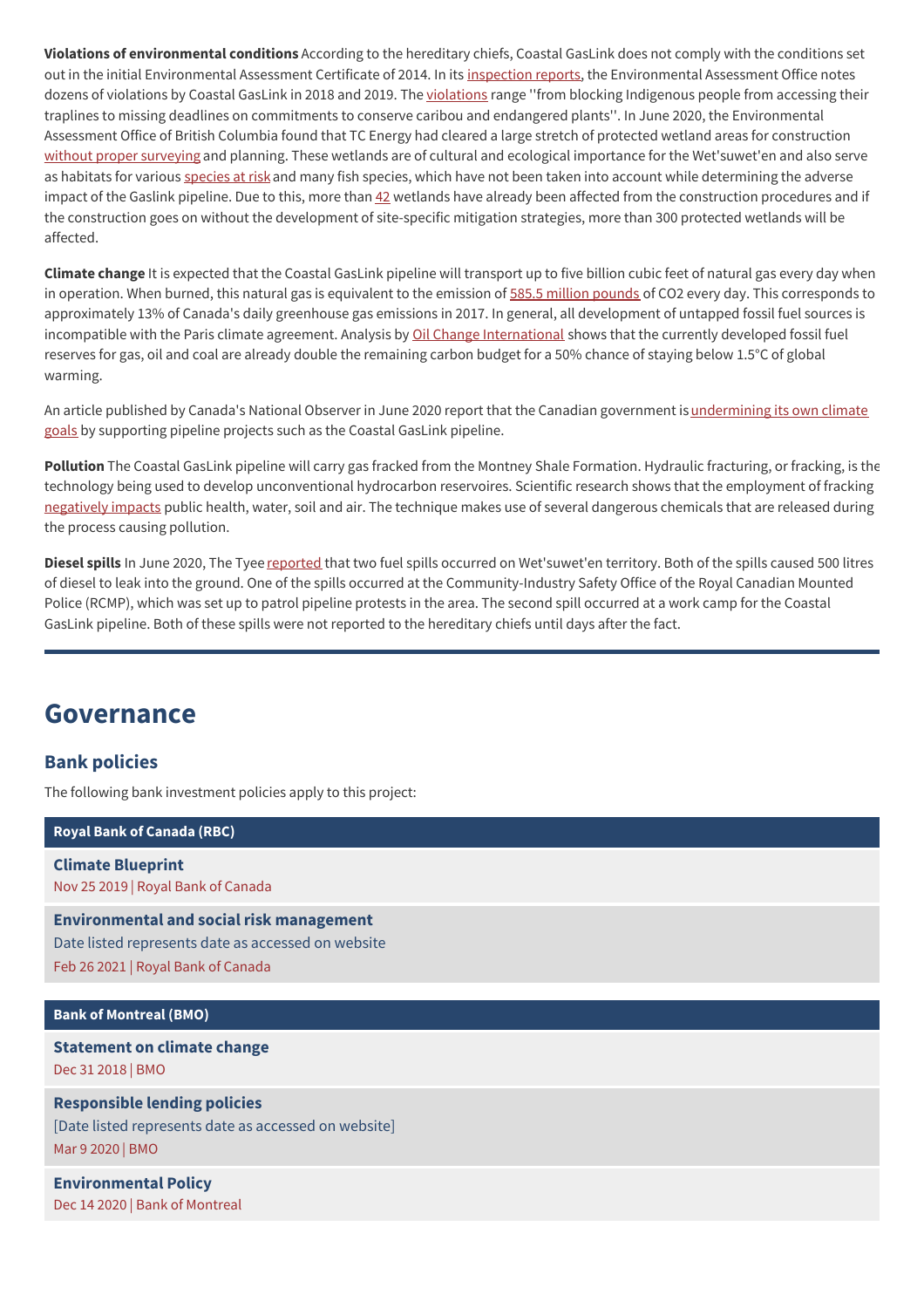**Violations of environmental conditions** According to the hereditary chiefs, Coastal GasLink does not comply with the conditions set out in the initial Environmental Assessment Certificate of 2014. In its inspection reports, the Environmental Assessment Office notes dozens of violations by Coastal GasLink in 2018 and 2019. The violations range ''from blocking Indigenous people from accessing their traplines to missing deadlines on commitments to conserve caribou and endangered plants''. In June 2020, the Environmental Assessment Office of British Columbia found that TC Energy had cleared a large stretch of protected wetland areas for construction without proper surveying and planning. These wetlands are of cultural and ecological importance for the Wet'suwet'en and also serve as habitats for various species at risk and many fish species, which have not been taken into account while determining the adverse impact of the Gaslink pipeline. Due to this, more than 42 wetlands have already been affected from the construction procedures and if the construction goes on without the development of site-specific mitigation strategies, more than 300 protected wetlands will be affected.

**Climate change** It is expected that the Coastal GasLink pipeline will transport up to five billion cubic feet of natural gas every day when in operation. When burned, this natural gas is equivalent to the emission of 585.5 million pounds of CO2 every day. This corresponds to approximately 13% of Canada's daily greenhouse gas emissions in 2017. In general, all development of untapped fossil fuel sources is incompatible with the Paris climate agreement. Analysis by Oil Change International shows that the currently developed fossil fuel reserves for gas, oil and coal are already double the remaining carbon budget for a 50% chance of staying below 1.5°C of global warming.

An article published by Canada's National Observer in June 2020 report that the Canadian government is undermining its own climate goals by supporting pipeline projects such as the Coastal GasLink pipeline.

**Pollution** The Coastal GasLink pipeline will carry gas fracked from the Montney Shale Formation. Hydraulic fracturing, or fracking, is the technology being used to develop unconventional hydrocarbon reservoires. Scientific research shows that the employment of fracking negatively impacts public health, water, soil and air. The technique makes use of several dangerous chemicals that are released during the process causing pollution.

**Diesel spills** In June 2020, The Tyee reported that two fuel spills occurred on Wet'suwet'en territory. Both of the spills caused 500 litres of diesel to leak into the ground. One of the spills occurred at the Community-Industry Safety Office of the Royal Canadian Mounted Police (RCMP), which was set up to patrol pipeline protests in the area. The second spill occurred at a work camp for the Coastal GasLink pipeline. Both of these spills were not reported to the hereditary chiefs until days after the fact.

---

## Governance

### Bank policies

The following bank investment policies apply to this project:

**Royal Bank of Canada (RBC)**

**Climate Blueprint**
Nov 25 2019 | Royal Bank of Canada

**Environmental and social risk management**
Date listed represents date as accessed on website
Feb 26 2021 | Royal Bank of Canada

**Bank of Montreal (BMO)**

**Statement on climate change**
Dec 31 2018 | BMO

**Responsible lending policies**
[Date listed represents date as accessed on website]
Mar 9 2020 | BMO

**Environmental Policy**
Dec 14 2020 | Bank of Montreal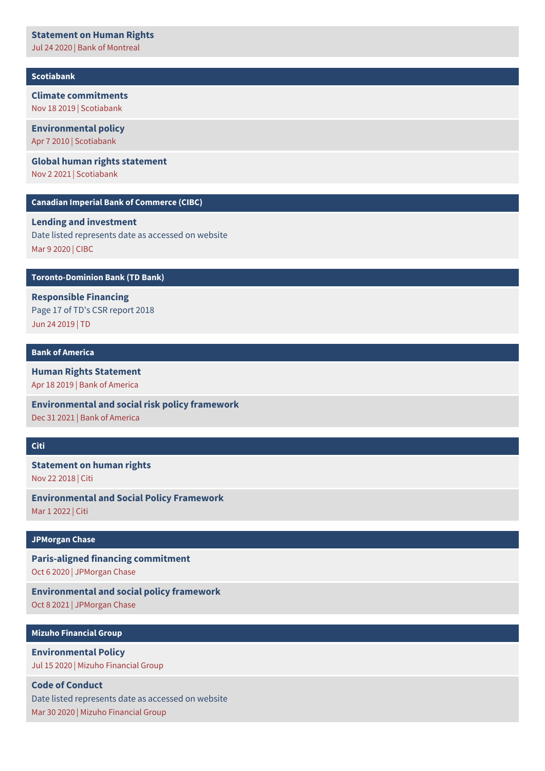**Statement on Human Rights**
Jul 24 2020 | Bank of Montreal

## Scotiabank

**Climate commitments**
Nov 18 2019 | Scotiabank

**Environmental policy**
Apr 7 2010 | Scotiabank

**Global human rights statement**
Nov 2 2021 | Scotiabank

## Canadian Imperial Bank of Commerce (CIBC)

**Lending and investment**
Date listed represents date as accessed on website
Mar 9 2020 | CIBC

## Toronto-Dominion Bank (TD Bank)

**Responsible Financing**
Page 17 of TD's CSR report 2018
Jun 24 2019 | TD

## Bank of America

**Human Rights Statement**
Apr 18 2019 | Bank of America

**Environmental and social risk policy framework**
Dec 31 2021 | Bank of America

## Citi

**Statement on human rights**
Nov 22 2018 | Citi

**Environmental and Social Policy Framework**
Mar 1 2022 | Citi

## JPMorgan Chase

**Paris-aligned financing commitment**
Oct 6 2020 | JPMorgan Chase

**Environmental and social policy framework**
Oct 8 2021 | JPMorgan Chase

## Mizuho Financial Group

**Environmental Policy**
Jul 15 2020 | Mizuho Financial Group

**Code of Conduct**
Date listed represents date as accessed on website
Mar 30 2020 | Mizuho Financial Group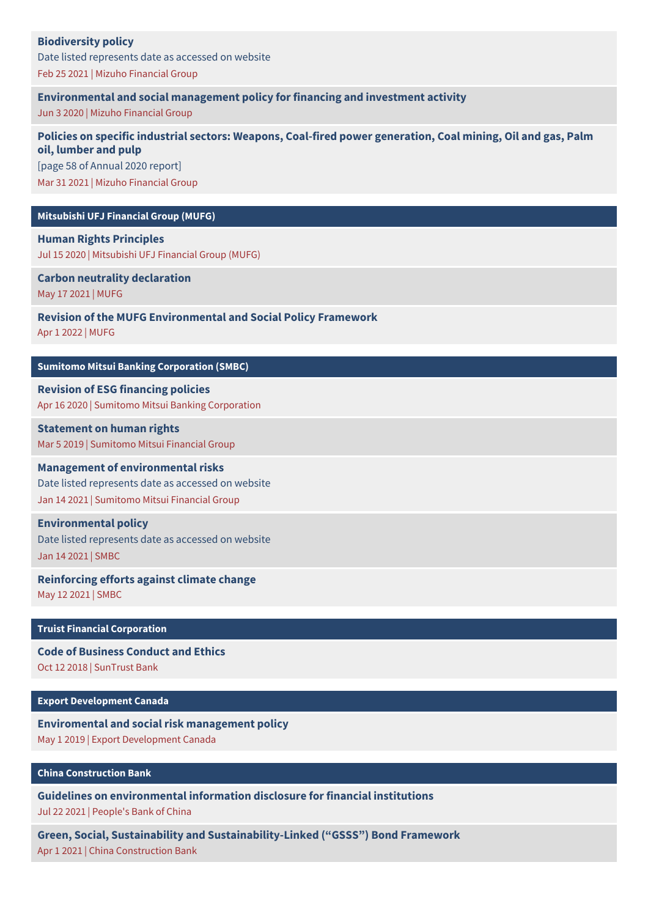**Biodiversity policy**

Date listed represents date as accessed on website

Feb 25 2021 | Mizuho Financial Group

**Environmental and social management policy for financing and investment activity**

Jun 3 2020 | Mizuho Financial Group

**Policies on specific industrial sectors: Weapons, Coal-fired power generation, Coal mining, Oil and gas, Palm oil, lumber and pulp**

[page 58 of Annual 2020 report]

Mar 31 2021 | Mizuho Financial Group

## Mitsubishi UFJ Financial Group (MUFG)

**Human Rights Principles**

Jul 15 2020 | Mitsubishi UFJ Financial Group (MUFG)

**Carbon neutrality declaration**

May 17 2021 | MUFG

**Revision of the MUFG Environmental and Social Policy Framework**

Apr 1 2022 | MUFG

## Sumitomo Mitsui Banking Corporation (SMBC)

**Revision of ESG financing policies**

Apr 16 2020 | Sumitomo Mitsui Banking Corporation

**Statement on human rights**

Mar 5 2019 | Sumitomo Mitsui Financial Group

**Management of environmental risks**

Date listed represents date as accessed on website

Jan 14 2021 | Sumitomo Mitsui Financial Group

**Environmental policy**

Date listed represents date as accessed on website

Jan 14 2021 | SMBC

**Reinforcing efforts against climate change**

May 12 2021 | SMBC

## Truist Financial Corporation

**Code of Business Conduct and Ethics**

Oct 12 2018 | SunTrust Bank

## Export Development Canada

**Enviromental and social risk management policy**

May 1 2019 | Export Development Canada

## China Construction Bank

**Guidelines on environmental information disclosure for financial institutions**

Jul 22 2021 | People's Bank of China

**Green, Social, Sustainability and Sustainability-Linked (“GSSS”) Bond Framework**

Apr 1 2021 | China Construction Bank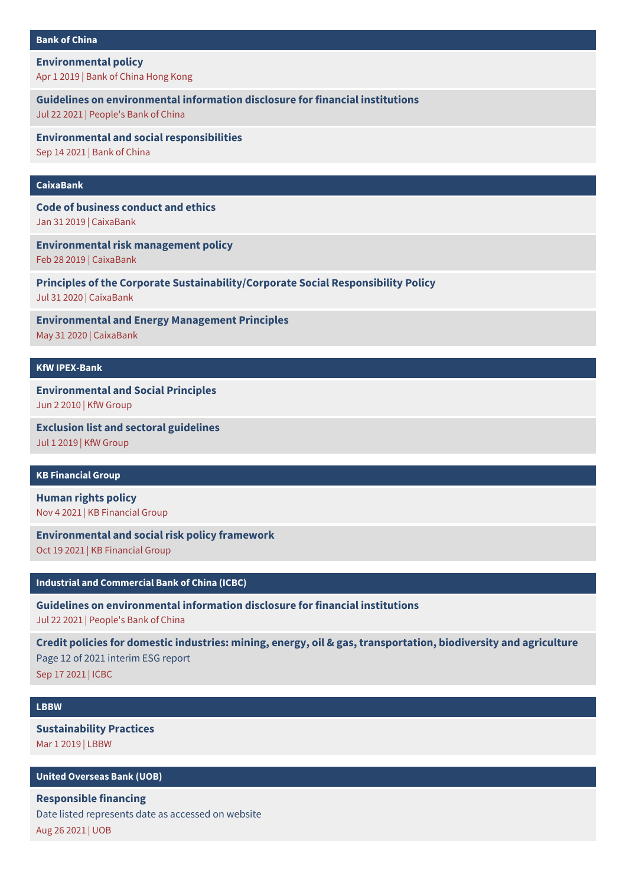## Bank of China

**Environmental policy**
Apr 1 2019 | Bank of China Hong Kong

**Guidelines on environmental information disclosure for financial institutions**
Jul 22 2021 | People's Bank of China

**Environmental and social responsibilities**
Sep 14 2021 | Bank of China

## CaixaBank

**Code of business conduct and ethics**
Jan 31 2019 | CaixaBank

**Environmental risk management policy**
Feb 28 2019 | CaixaBank

**Principles of the Corporate Sustainability/Corporate Social Responsibility Policy**
Jul 31 2020 | CaixaBank

**Environmental and Energy Management Principles**
May 31 2020 | CaixaBank

## KfW IPEX-Bank

**Environmental and Social Principles**
Jun 2 2010 | KfW Group

**Exclusion list and sectoral guidelines**
Jul 1 2019 | KfW Group

## KB Financial Group

**Human rights policy**
Nov 4 2021 | KB Financial Group

**Environmental and social risk policy framework**
Oct 19 2021 | KB Financial Group

## Industrial and Commercial Bank of China (ICBC)

**Guidelines on environmental information disclosure for financial institutions**
Jul 22 2021 | People's Bank of China

**Credit policies for domestic industries: mining, energy, oil & gas, transportation, biodiversity and agriculture**
Page 12 of 2021 interim ESG report
Sep 17 2021 | ICBC

## LBBW

**Sustainability Practices**
Mar 1 2019 | LBBW

## United Overseas Bank (UOB)

**Responsible financing**
Date listed represents date as accessed on website
Aug 26 2021 | UOB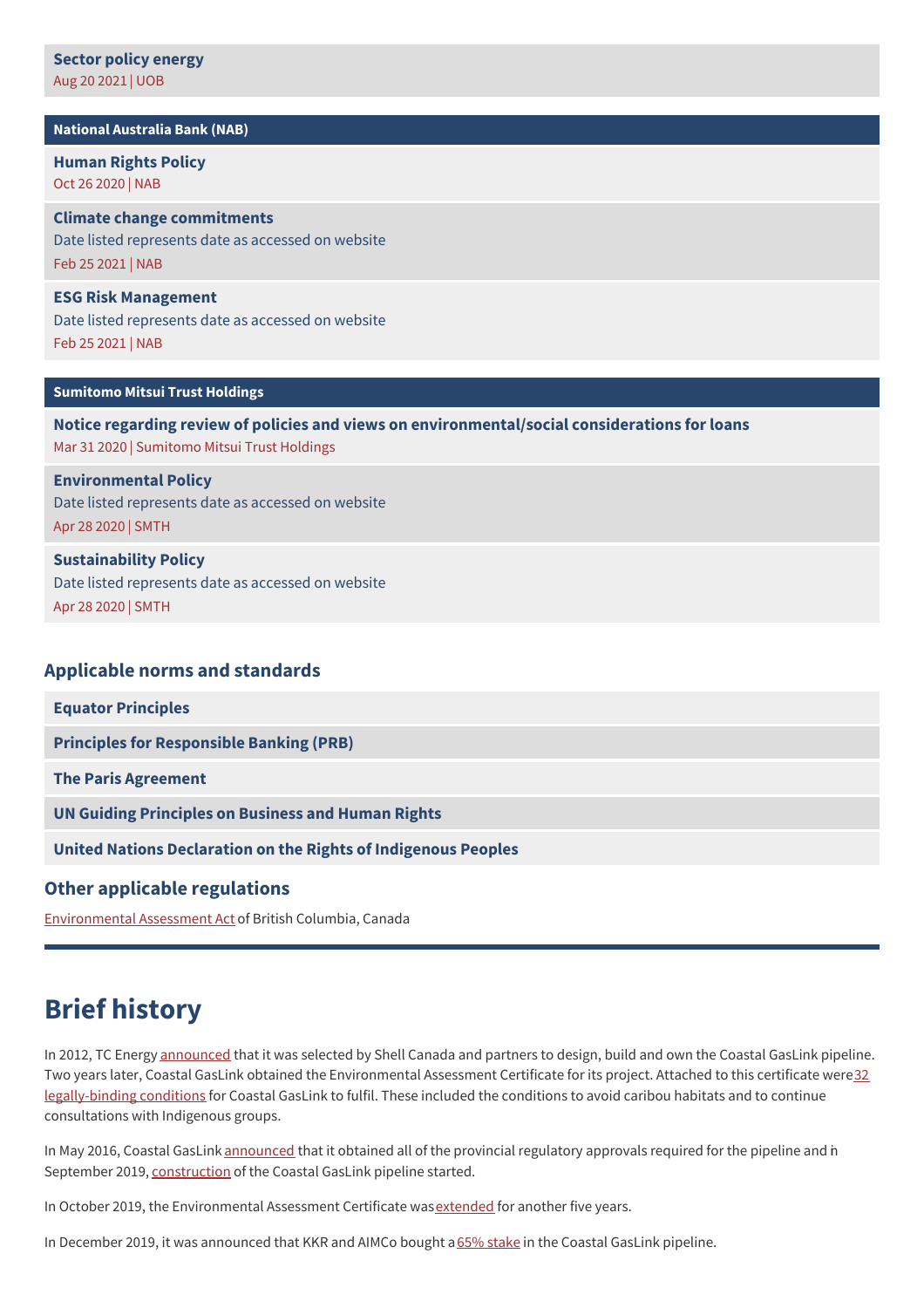**Sector policy energy**
Aug 20 2021 | UOB

**National Australia Bank (NAB)**

**Human Rights Policy**
Oct 26 2020 | NAB

**Climate change commitments**
Date listed represents date as accessed on website
Feb 25 2021 | NAB

**ESG Risk Management**
Date listed represents date as accessed on website
Feb 25 2021 | NAB

**Sumitomo Mitsui Trust Holdings**

**Notice regarding review of policies and views on environmental/social considerations for loans**
Mar 31 2020 | Sumitomo Mitsui Trust Holdings

**Environmental Policy**
Date listed represents date as accessed on website
Apr 28 2020 | SMTH

**Sustainability Policy**
Date listed represents date as accessed on website
Apr 28 2020 | SMTH

### Applicable norms and standards

**Equator Principles**

**Principles for Responsible Banking (PRB)**

**The Paris Agreement**

**UN Guiding Principles on Business and Human Rights**

**United Nations Declaration on the Rights of Indigenous Peoples**

### Other applicable regulations

Environmental Assessment Act of British Columbia, Canada

## Brief history

In 2012, TC Energy announced that it was selected by Shell Canada and partners to design, build and own the Coastal GasLink pipeline. Two years later, Coastal GasLink obtained the Environmental Assessment Certificate for its project. Attached to this certificate were 32 legally-binding conditions for Coastal GasLink to fulfil. These included the conditions to avoid caribou habitats and to continue consultations with Indigenous groups.

In May 2016, Coastal GasLink announced that it obtained all of the provincial regulatory approvals required for the pipeline and in September 2019, construction of the Coastal GasLink pipeline started.

In October 2019, the Environmental Assessment Certificate was extended for another five years.

In December 2019, it was announced that KKR and AIMCo bought a 65% stake in the Coastal GasLink pipeline.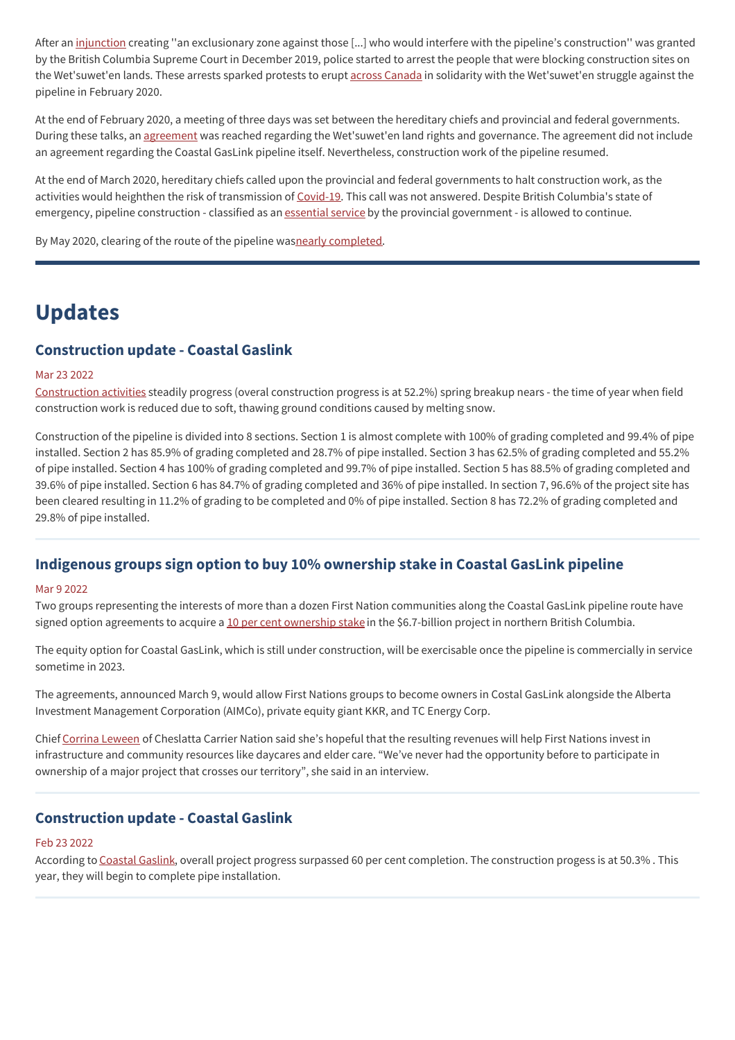After an injunction creating ''an exclusionary zone against those [...] who would interfere with the pipeline's construction'' was granted by the British Columbia Supreme Court in December 2019, police started to arrest the people that were blocking construction sites on the Wet'suwet'en lands. These arrests sparked protests to erupt across Canada in solidarity with the Wet'suwet'en struggle against the pipeline in February 2020.

At the end of February 2020, a meeting of three days was set between the hereditary chiefs and provincial and federal governments. During these talks, an agreement was reached regarding the Wet'suwet'en land rights and governance. The agreement did not include an agreement regarding the Coastal GasLink pipeline itself. Nevertheless, construction work of the pipeline resumed.

At the end of March 2020, hereditary chiefs called upon the provincial and federal governments to halt construction work, as the activities would heighten the risk of transmission of Covid-19. This call was not answered. Despite British Columbia's state of emergency, pipeline construction - classified as an essential service by the provincial government - is allowed to continue.

By May 2020, clearing of the route of the pipeline wasnearly completed.

---

# Updates

## Construction update - Coastal Gaslink

Mar 23 2022

Construction activities steadily progress (overal construction progress is at 52.2%) spring breakup nears - the time of year when field construction work is reduced due to soft, thawing ground conditions caused by melting snow.

Construction of the pipeline is divided into 8 sections. Section 1 is almost complete with 100% of grading completed and 99.4% of pipe installed. Section 2 has 85.9% of grading completed and 28.7% of pipe installed. Section 3 has 62.5% of grading completed and 55.2% of pipe installed. Section 4 has 100% of grading completed and 99.7% of pipe installed. Section 5 has 88.5% of grading completed and 39.6% of pipe installed. Section 6 has 84.7% of grading completed and 36% of pipe installed. In section 7, 96.6% of the project site has been cleared resulting in 11.2% of grading to be completed and 0% of pipe installed. Section 8 has 72.2% of grading completed and 29.8% of pipe installed.

## Indigenous groups sign option to buy 10% ownership stake in Coastal GasLink pipeline

Mar 9 2022

Two groups representing the interests of more than a dozen First Nation communities along the Coastal GasLink pipeline route have signed option agreements to acquire a 10 per cent ownership stake in the $6.7-billion project in northern British Columbia.

The equity option for Coastal GasLink, which is still under construction, will be exercisable once the pipeline is commercially in service sometime in 2023.

The agreements, announced March 9, would allow First Nations groups to become owners in Costal GasLink alongside the Alberta Investment Management Corporation (AIMCo), private equity giant KKR, and TC Energy Corp.

Chief Corrina Leween of Cheslatta Carrier Nation said she's hopeful that the resulting revenues will help First Nations invest in infrastructure and community resources like daycares and elder care. "We've never had the opportunity before to participate in ownership of a major project that crosses our territory", she said in an interview.

## Construction update - Coastal Gaslink

Feb 23 2022

According to Coastal Gaslink, overall project progress surpassed 60 per cent completion. The construction progess is at 50.3% . This year, they will begin to complete pipe installation.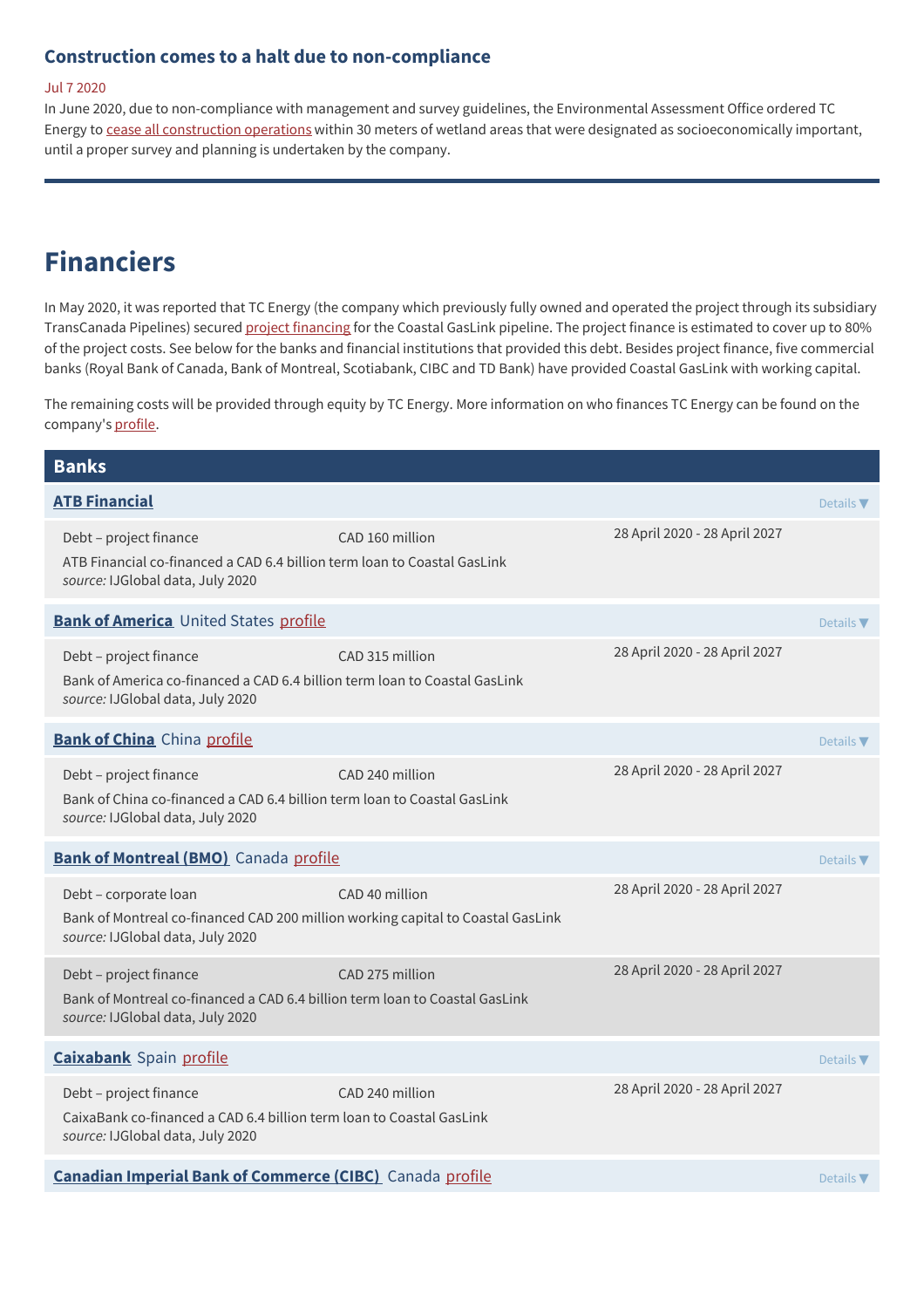### Construction comes to a halt due to non-compliance

Jul 7 2020

In June 2020, due to non-compliance with management and survey guidelines, the Environmental Assessment Office ordered TC Energy to cease all construction operations within 30 meters of wetland areas that were designated as socioeconomically important, until a proper survey and planning is undertaken by the company.

---

## Financiers

In May 2020, it was reported that TC Energy (the company which previously fully owned and operated the project through its subsidiary TransCanada Pipelines) secured project financing for the Coastal GasLink pipeline. The project finance is estimated to cover up to 80% of the project costs. See below for the banks and financial institutions that provided this debt. Besides project finance, five commercial banks (Royal Bank of Canada, Bank of Montreal, Scotiabank, CIBC and TD Bank) have provided Coastal GasLink with working capital.

The remaining costs will be provided through equity by TC Energy. More information on who finances TC Energy can be found on the company's profile.

### Banks

**ATB Financial** — Details ▼

| | | |
|---|---|---|
| Debt – project finance | CAD 160 million | 28 April 2020 - 28 April 2027 |

ATB Financial co-financed a CAD 6.4 billion term loan to Coastal GasLink
*source:* IJGlobal data, July 2020

**Bank of America** United States profile — Details ▼

| | | |
|---|---|---|
| Debt – project finance | CAD 315 million | 28 April 2020 - 28 April 2027 |

Bank of America co-financed a CAD 6.4 billion term loan to Coastal GasLink
*source:* IJGlobal data, July 2020

**Bank of China** China profile — Details ▼

| | | |
|---|---|---|
| Debt – project finance | CAD 240 million | 28 April 2020 - 28 April 2027 |

Bank of China co-financed a CAD 6.4 billion term loan to Coastal GasLink
*source:* IJGlobal data, July 2020

**Bank of Montreal (BMO)** Canada profile — Details ▼

| | | |
|---|---|---|
| Debt – corporate loan | CAD 40 million | 28 April 2020 - 28 April 2027 |

Bank of Montreal co-financed CAD 200 million working capital to Coastal GasLink
*source:* IJGlobal data, July 2020

| | | |
|---|---|---|
| Debt – project finance | CAD 275 million | 28 April 2020 - 28 April 2027 |

Bank of Montreal co-financed a CAD 6.4 billion term loan to Coastal GasLink
*source:* IJGlobal data, July 2020

**Caixabank** Spain profile — Details ▼

| | | |
|---|---|---|
| Debt – project finance | CAD 240 million | 28 April 2020 - 28 April 2027 |

CaixaBank co-financed a CAD 6.4 billion term loan to Coastal GasLink
*source:* IJGlobal data, July 2020

**Canadian Imperial Bank of Commerce (CIBC)** Canada profile — Details ▼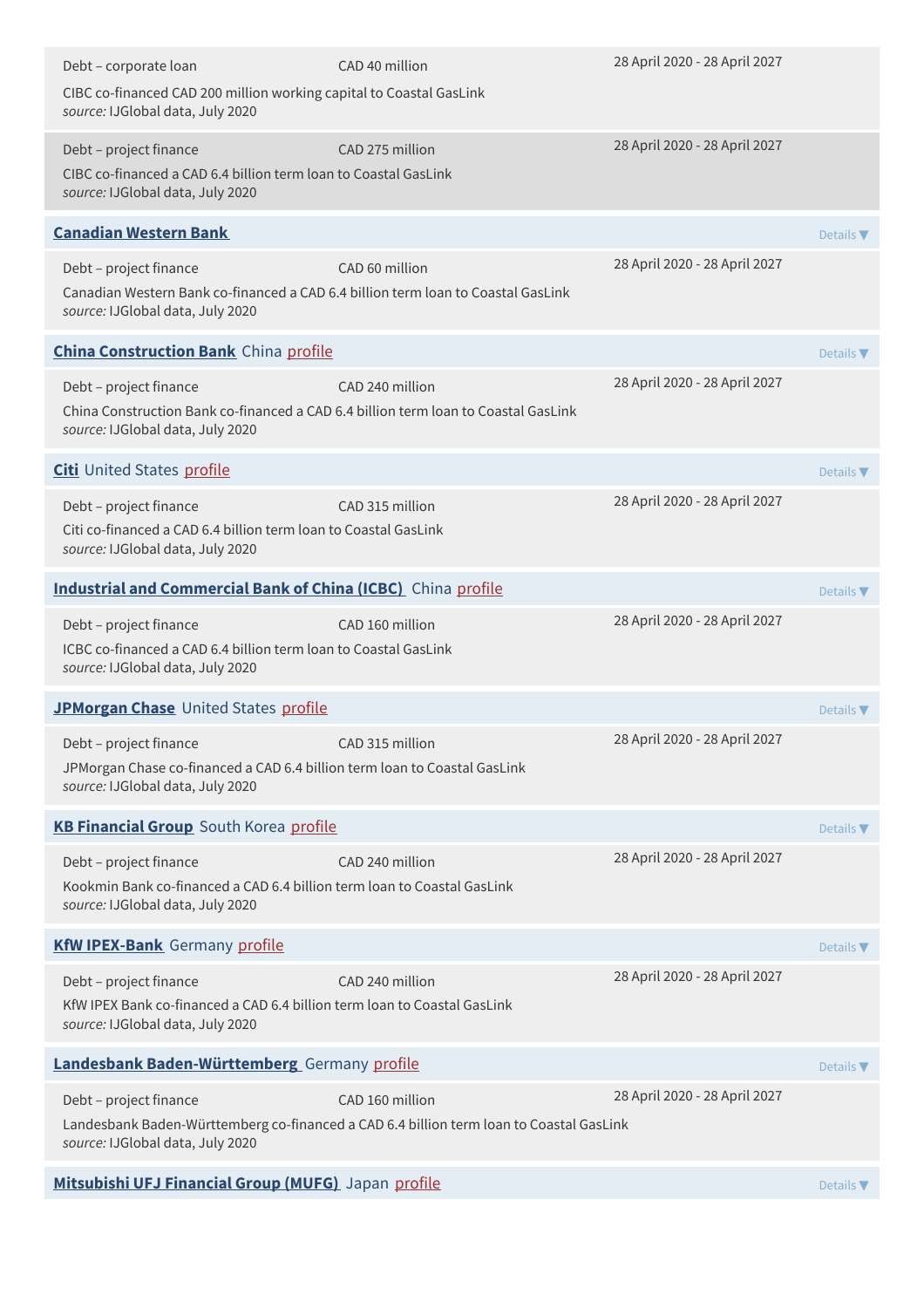Debt – corporate loan | CAD 40 million | 28 April 2020 - 28 April 2027

CIBC co-financed CAD 200 million working capital to Coastal GasLink
*source:* IJGlobal data, July 2020

Debt – project finance | CAD 275 million | 28 April 2020 - 28 April 2027

CIBC co-financed a CAD 6.4 billion term loan to Coastal GasLink
*source:* IJGlobal data, July 2020

### Canadian Western Bank

Details ▼

Debt – project finance | CAD 60 million | 28 April 2020 - 28 April 2027

Canadian Western Bank co-financed a CAD 6.4 billion term loan to Coastal GasLink
*source:* IJGlobal data, July 2020

### China Construction Bank China profile

Details ▼

Debt – project finance | CAD 240 million | 28 April 2020 - 28 April 2027

China Construction Bank co-financed a CAD 6.4 billion term loan to Coastal GasLink
*source:* IJGlobal data, July 2020

### Citi United States profile

Details ▼

Debt – project finance | CAD 315 million | 28 April 2020 - 28 April 2027

Citi co-financed a CAD 6.4 billion term loan to Coastal GasLink
*source:* IJGlobal data, July 2020

### Industrial and Commercial Bank of China (ICBC) China profile

Details ▼

Debt – project finance | CAD 160 million | 28 April 2020 - 28 April 2027

ICBC co-financed a CAD 6.4 billion term loan to Coastal GasLink
*source:* IJGlobal data, July 2020

### JPMorgan Chase United States profile

Details ▼

Debt – project finance | CAD 315 million | 28 April 2020 - 28 April 2027

JPMorgan Chase co-financed a CAD 6.4 billion term loan to Coastal GasLink
*source:* IJGlobal data, July 2020

### KB Financial Group South Korea profile

Details ▼

Debt – project finance | CAD 240 million | 28 April 2020 - 28 April 2027

Kookmin Bank co-financed a CAD 6.4 billion term loan to Coastal GasLink
*source:* IJGlobal data, July 2020

### KfW IPEX-Bank Germany profile

Details ▼

Debt – project finance | CAD 240 million | 28 April 2020 - 28 April 2027

KfW IPEX Bank co-financed a CAD 6.4 billion term loan to Coastal GasLink
*source:* IJGlobal data, July 2020

### Landesbank Baden-Württemberg Germany profile

Details ▼

Debt – project finance | CAD 160 million | 28 April 2020 - 28 April 2027

Landesbank Baden-Württemberg co-financed a CAD 6.4 billion term loan to Coastal GasLink
*source:* IJGlobal data, July 2020

### Mitsubishi UFJ Financial Group (MUFG) Japan profile

Details ▼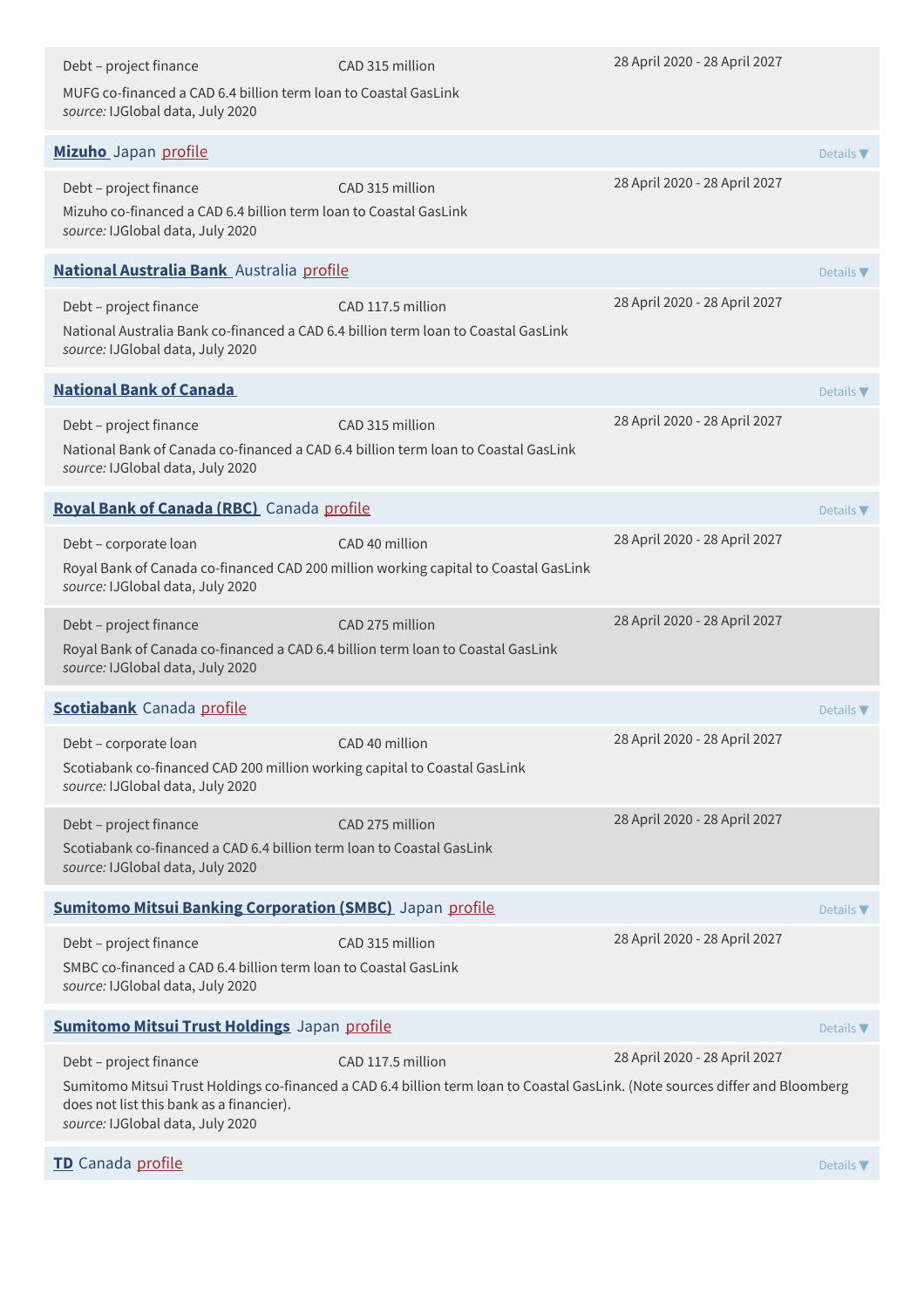Debt – project finance | CAD 315 million | 28 April 2020 - 28 April 2027

MUFG co-financed a CAD 6.4 billion term loan to Coastal GasLink
*source:* IJGlobal data, July 2020

**Mizuho** Japan profile

Details ▼

Debt – project finance | CAD 315 million | 28 April 2020 - 28 April 2027

Mizuho co-financed a CAD 6.4 billion term loan to Coastal GasLink
*source:* IJGlobal data, July 2020

**National Australia Bank** Australia profile

Details ▼

Debt – project finance | CAD 117.5 million | 28 April 2020 - 28 April 2027

National Australia Bank co-financed a CAD 6.4 billion term loan to Coastal GasLink
*source:* IJGlobal data, July 2020

**National Bank of Canada**

Details ▼

Debt – project finance | CAD 315 million | 28 April 2020 - 28 April 2027

National Bank of Canada co-financed a CAD 6.4 billion term loan to Coastal GasLink
*source:* IJGlobal data, July 2020

**Royal Bank of Canada (RBC)** Canada profile

Details ▼

Debt – corporate loan | CAD 40 million | 28 April 2020 - 28 April 2027

Royal Bank of Canada co-financed CAD 200 million working capital to Coastal GasLink
*source:* IJGlobal data, July 2020

Debt – project finance | CAD 275 million | 28 April 2020 - 28 April 2027

Royal Bank of Canada co-financed a CAD 6.4 billion term loan to Coastal GasLink
*source:* IJGlobal data, July 2020

**Scotiabank** Canada profile

Details ▼

Debt – corporate loan | CAD 40 million | 28 April 2020 - 28 April 2027

Scotiabank co-financed CAD 200 million working capital to Coastal GasLink
*source:* IJGlobal data, July 2020

Debt – project finance | CAD 275 million | 28 April 2020 - 28 April 2027

Scotiabank co-financed a CAD 6.4 billion term loan to Coastal GasLink
*source:* IJGlobal data, July 2020

**Sumitomo Mitsui Banking Corporation (SMBC)** Japan profile

Details ▼

Debt – project finance | CAD 315 million | 28 April 2020 - 28 April 2027

SMBC co-financed a CAD 6.4 billion term loan to Coastal GasLink
*source:* IJGlobal data, July 2020

**Sumitomo Mitsui Trust Holdings** Japan profile

Details ▼

Debt – project finance | CAD 117.5 million | 28 April 2020 - 28 April 2027

Sumitomo Mitsui Trust Holdings co-financed a CAD 6.4 billion term loan to Coastal GasLink. (Note sources differ and Bloomberg does not list this bank as a financier).
*source:* IJGlobal data, July 2020

**TD** Canada profile

Details ▼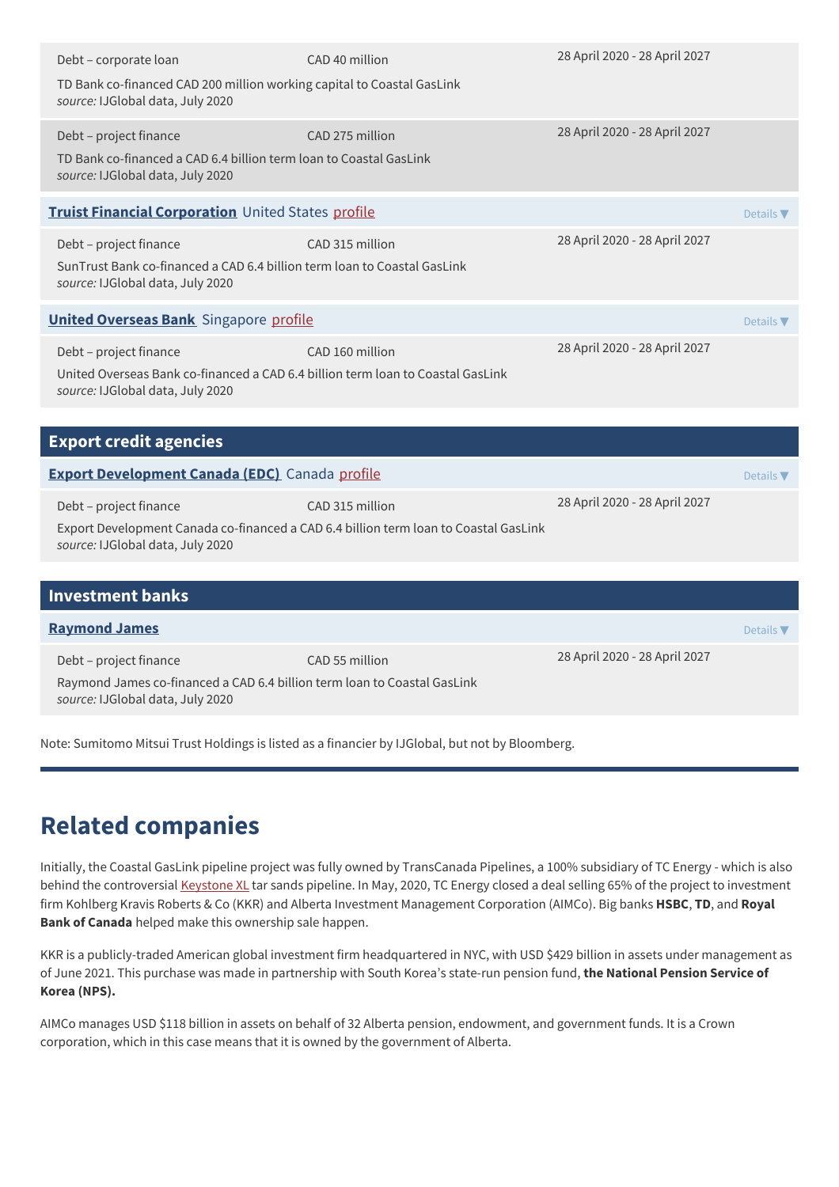Debt – corporate loan CAD 40 million 28 April 2020 - 28 April 2027

TD Bank co-financed CAD 200 million working capital to Coastal GasLink
*source:* IJGlobal data, July 2020

Debt – project finance CAD 275 million 28 April 2020 - 28 April 2027

TD Bank co-financed a CAD 6.4 billion term loan to Coastal GasLink
*source:* IJGlobal data, July 2020

**Truist Financial Corporation** United States profile Details ▼

Debt – project finance CAD 315 million 28 April 2020 - 28 April 2027

SunTrust Bank co-financed a CAD 6.4 billion term loan to Coastal GasLink
*source:* IJGlobal data, July 2020

**United Overseas Bank** Singapore profile Details ▼

Debt – project finance CAD 160 million 28 April 2020 - 28 April 2027

United Overseas Bank co-financed a CAD 6.4 billion term loan to Coastal GasLink
*source:* IJGlobal data, July 2020

## Export credit agencies

**Export Development Canada (EDC)** Canada profile Details ▼

Debt – project finance CAD 315 million 28 April 2020 - 28 April 2027

Export Development Canada co-financed a CAD 6.4 billion term loan to Coastal GasLink
*source:* IJGlobal data, July 2020

## Investment banks

**Raymond James** Details ▼

Debt – project finance CAD 55 million 28 April 2020 - 28 April 2027

Raymond James co-financed a CAD 6.4 billion term loan to Coastal GasLink
*source:* IJGlobal data, July 2020

Note: Sumitomo Mitsui Trust Holdings is listed as a financier by IJGlobal, but not by Bloomberg.

# Related companies

Initially, the Coastal GasLink pipeline project was fully owned by TransCanada Pipelines, a 100% subsidiary of TC Energy - which is also behind the controversial Keystone XL tar sands pipeline. In May, 2020, TC Energy closed a deal selling 65% of the project to investment firm Kohlberg Kravis Roberts & Co (KKR) and Alberta Investment Management Corporation (AIMCo). Big banks **HSBC**, **TD**, and **Royal Bank of Canada** helped make this ownership sale happen.

KKR is a publicly-traded American global investment firm headquartered in NYC, with USD $429 billion in assets under management as of June 2021. This purchase was made in partnership with South Korea's state-run pension fund, **the National Pension Service of Korea (NPS).**

AIMCo manages USD $118 billion in assets on behalf of 32 Alberta pension, endowment, and government funds. It is a Crown corporation, which in this case means that it is owned by the government of Alberta.